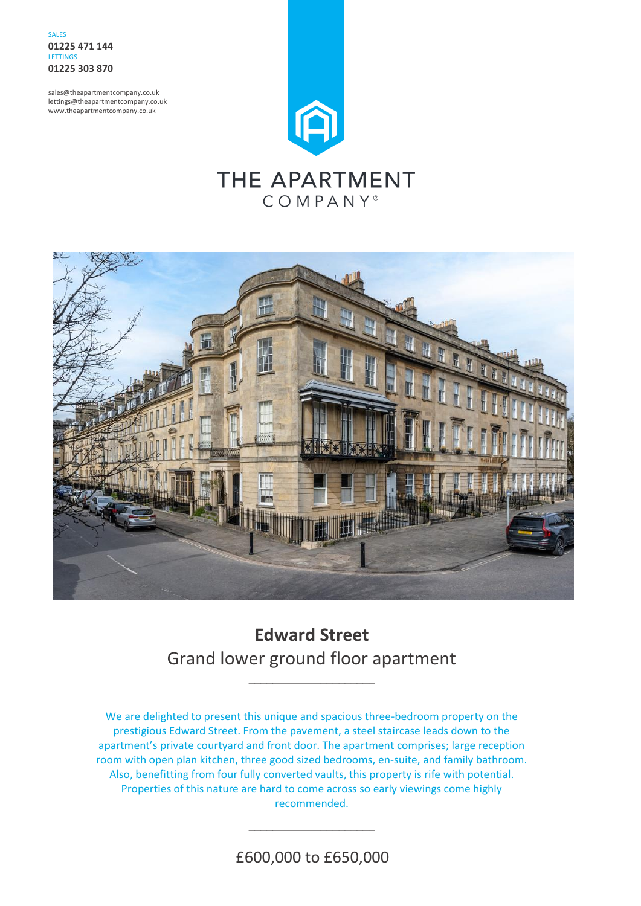SALES
**01225 471 144**
LETTINGS
**01225 303 870**

sales@theapartmentcompany.co.uk
lettings@theapartmentcompany.co.uk
www.theapartmentcompany.co.uk

THE APARTMENT COMPANY®

# Edward Street

## Grand lower ground floor apartment

---

We are delighted to present this unique and spacious three-bedroom property on the prestigious Edward Street. From the pavement, a steel staircase leads down to the apartment's private courtyard and front door. The apartment comprises; large reception room with open plan kitchen, three good sized bedrooms, en-suite, and family bathroom. Also, benefitting from four fully converted vaults, this property is rife with potential. Properties of this nature are hard to come across so early viewings come highly recommended.

---

£600,000 to £650,000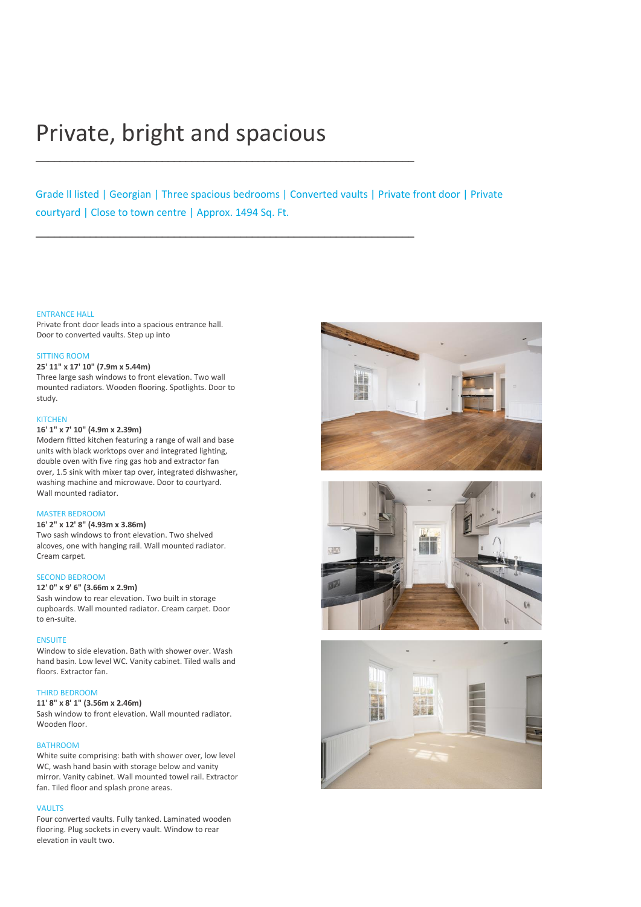# Private, bright and spacious

Grade ll listed | Georgian | Three spacious bedrooms | Converted vaults | Private front door | Private courtyard | Close to town centre | Approx. 1494 Sq. Ft.

### ENTRANCE HALL

Private front door leads into a spacious entrance hall. Door to converted vaults. Step up into

### SITTING ROOM

**25' 11" x 17' 10" (7.9m x 5.44m)**

Three large sash windows to front elevation. Two wall mounted radiators. Wooden flooring. Spotlights. Door to study.

### KITCHEN

**16' 1" x 7' 10" (4.9m x 2.39m)**

Modern fitted kitchen featuring a range of wall and base units with black worktops over and integrated lighting, double oven with five ring gas hob and extractor fan over, 1.5 sink with mixer tap over, integrated dishwasher, washing machine and microwave. Door to courtyard. Wall mounted radiator.

### MASTER BEDROOM

**16' 2" x 12' 8" (4.93m x 3.86m)**

Two sash windows to front elevation. Two shelved alcoves, one with hanging rail. Wall mounted radiator. Cream carpet.

### SECOND BEDROOM

**12' 0" x 9' 6" (3.66m x 2.9m)**

Sash window to rear elevation. Two built in storage cupboards. Wall mounted radiator. Cream carpet. Door to en-suite.

### ENSUITE

Window to side elevation. Bath with shower over. Wash hand basin. Low level WC. Vanity cabinet. Tiled walls and floors. Extractor fan.

### THIRD BEDROOM

**11' 8" x 8' 1" (3.56m x 2.46m)**

Sash window to front elevation. Wall mounted radiator. Wooden floor.

### BATHROOM

White suite comprising: bath with shower over, low level WC, wash hand basin with storage below and vanity mirror. Vanity cabinet. Wall mounted towel rail. Extractor fan. Tiled floor and splash prone areas.

### VAULTS

Four converted vaults. Fully tanked. Laminated wooden flooring. Plug sockets in every vault. Window to rear elevation in vault two.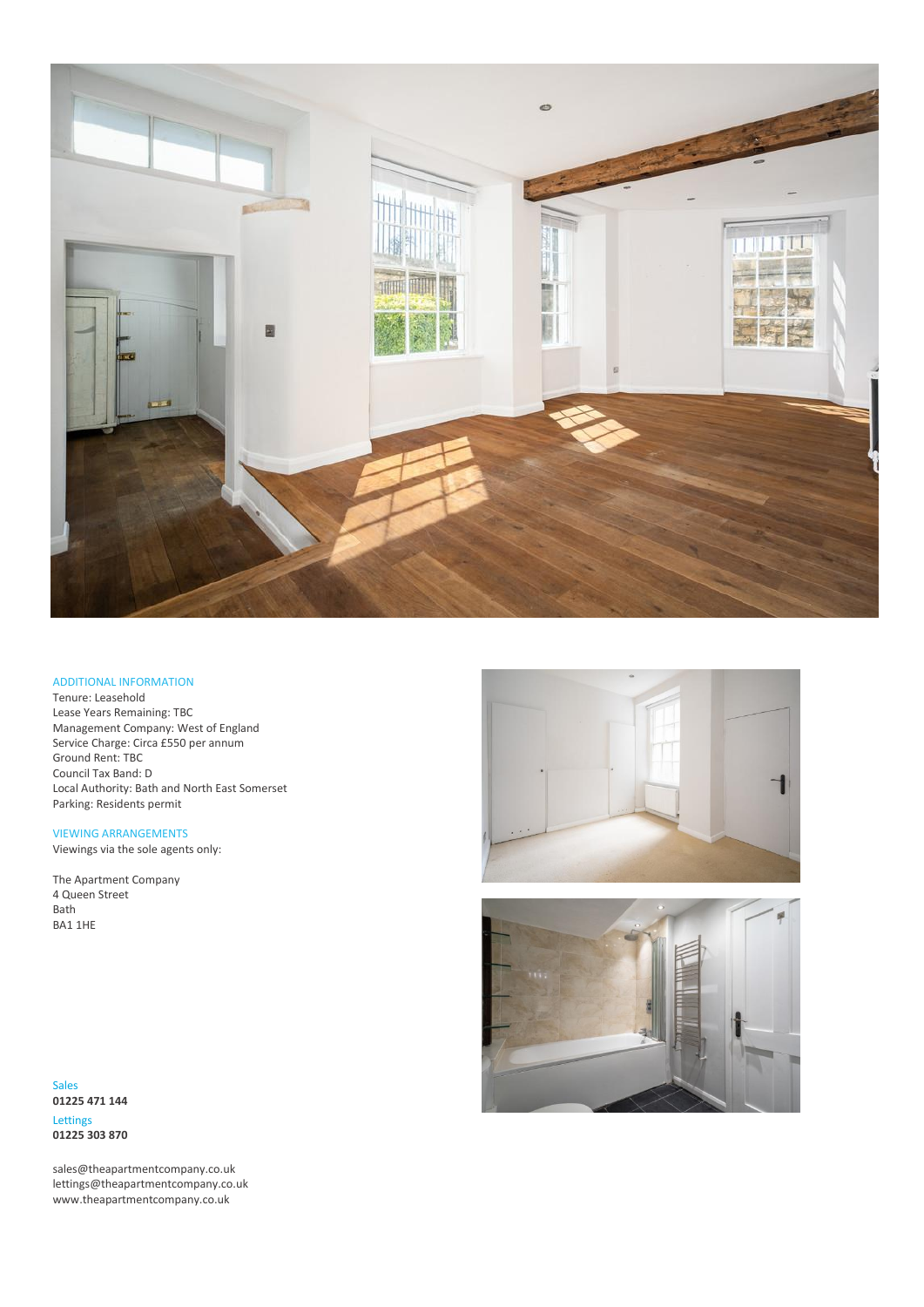## ADDITIONAL INFORMATION

Tenure: Leasehold
Lease Years Remaining: TBC
Management Company: West of England
Service Charge: Circa £550 per annum
Ground Rent: TBC
Council Tax Band: D
Local Authority: Bath and North East Somerset
Parking: Residents permit

## VIEWING ARRANGEMENTS

Viewings via the sole agents only:

The Apartment Company
4 Queen Street
Bath
BA1 1HE

Sales
**01225 471 144**

Lettings
**01225 303 870**

sales@theapartmentcompany.co.uk
lettings@theapartmentcompany.co.uk
www.theapartmentcompany.co.uk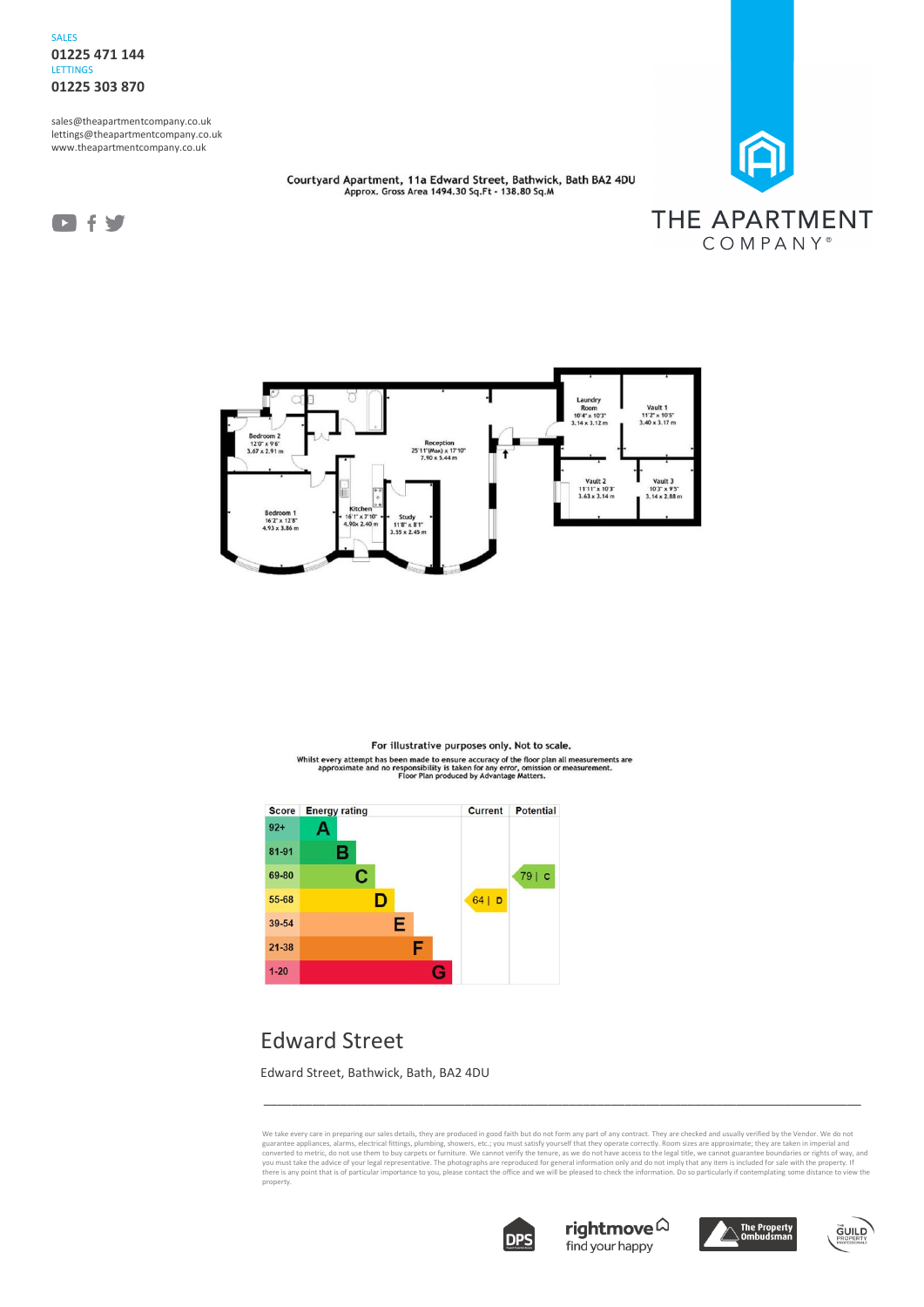SALES
01225 471 144
LETTINGS
01225 303 870

sales@theapartmentcompany.co.uk
lettings@theapartmentcompany.co.uk
www.theapartmentcompany.co.uk

THE APARTMENT COMPANY®

Courtyard Apartment, 11a Edward Street, Bathwick, Bath BA2 4DU
Approx. Gross Area 1494.30 Sq.Ft - 138.80 Sq.M

Laundry Room
10'4" x 10'3"
3.14 x 3.12 m

Vault 1
11'2" x 10'5"
3.40 x 3.17 m

Bedroom 2
12'0" x 9'6"
3.67 x 2.91 m

Reception
25'11"(Max) x 17'10"
7.90 x 3.44 m

Vault 2
11'11" x 10'3"
3.63 x 3.14 m

Vault 3
10'3" x 9'5"
3.14 x 2.88 m

Bedroom 1
16'2" x 12'8"
4.93 x 3.86 m

Kitchen
16'1" x 7'10"
4.90x 2.40 m

Study
11'8" x 8'1"
3.55 x 2.45 m

For illustrative purposes only. Not to scale.

Whilst every attempt has been made to ensure accuracy of the floor plan all measurements are approximate and no responsibility is taken for any error, omission or measurement.
Floor Plan produced by Advantage Matters.

Score
Energy rating
Current
Potential

92+ A
81-91 B
69-80 C
55-68 D
39-54 E
21-38 F
1-20 G

64 | D
79 | C

# Edward Street

Edward Street, Bathwick, Bath, BA2 4DU

We take every care in preparing our sales details, they are produced in good faith but do not form any part of any contract. They are checked and usually verified by the Vendor. We do not guarantee appliances, alarms, electrical fittings, plumbing, showers, etc.; you must satisfy yourself that they operate correctly. Room sizes are approximate; they are taken in imperial and converted to metric, do not use them to buy carpets or furniture. We cannot verify the tenure, as we do not have access to the legal title, we cannot guarantee boundaries or rights of way, and you must take the advice of your legal representative. The photographs are reproduced for general information only and do not imply that any item is included for sale with the property. If there is any point that is of particular importance to you, please contact the office and we will be pleased to check the information. Do so particularly if contemplating some distance to view the property.

DPS

rightmove find your happy

The Property Ombudsman

THE GUILD PROPERTY PROFESSIONALS